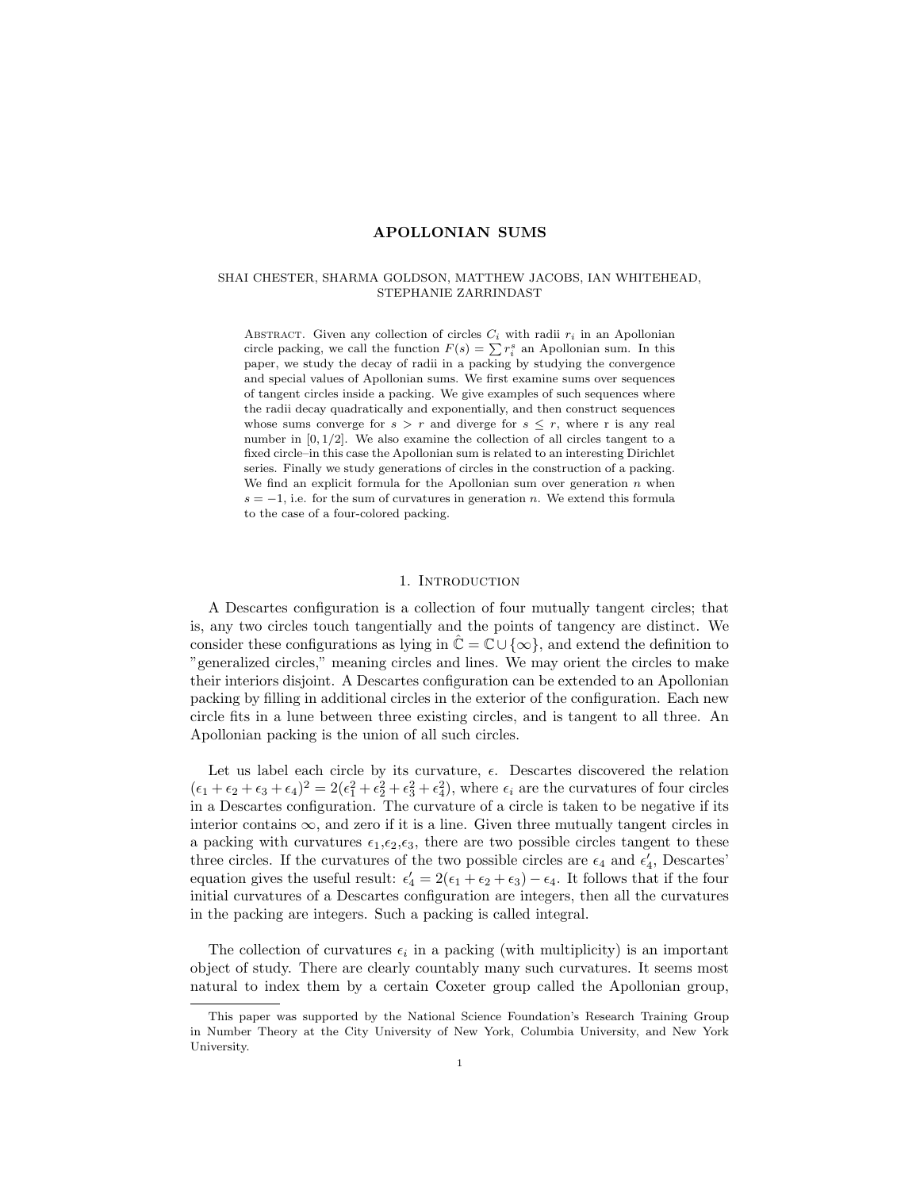# APOLLONIAN SUMS

SHAI CHESTER, SHARMA GOLDSON, MATTHEW JACOBS, IAN WHITEHEAD, STEPHANIE ZARRINDAST

Abstract. Given any collection of circles $C_i$ with radii $r_i$ in an Apollonian circle packing, we call the function $F(s) = \sum r_i^s$ an Apollonian sum. In this paper, we study the decay of radii in a packing by studying the convergence and special values of Apollonian sums. We first examine sums over sequences of tangent circles inside a packing. We give examples of such sequences where the radii decay quadratically and exponentially, and then construct sequences whose sums converge for $s > r$ and diverge for $s \leq r$, where r is any real number in $[0, 1/2]$. We also examine the collection of all circles tangent to a fixed circle–in this case the Apollonian sum is related to an interesting Dirichlet series. Finally we study generations of circles in the construction of a packing. We find an explicit formula for the Apollonian sum over generation $n$ when $s = -1$, i.e. for the sum of curvatures in generation $n$. We extend this formula to the case of a four-colored packing.

## 1. Introduction

A Descartes configuration is a collection of four mutually tangent circles; that is, any two circles touch tangentially and the points of tangency are distinct. We consider these configurations as lying in $\hat{\mathbb{C}} = \mathbb{C} \cup \{\infty\}$, and extend the definition to "generalized circles," meaning circles and lines. We may orient the circles to make their interiors disjoint. A Descartes configuration can be extended to an Apollonian packing by filling in additional circles in the exterior of the configuration. Each new circle fits in a lune between three existing circles, and is tangent to all three. An Apollonian packing is the union of all such circles.

Let us label each circle by its curvature, $\epsilon$. Descartes discovered the relation $(\epsilon_1 + \epsilon_2 + \epsilon_3 + \epsilon_4)^2 = 2(\epsilon_1^2 + \epsilon_2^2 + \epsilon_3^2 + \epsilon_4^2)$, where $\epsilon_i$ are the curvatures of four circles in a Descartes configuration. The curvature of a circle is taken to be negative if its interior contains $\infty$, and zero if it is a line. Given three mutually tangent circles in a packing with curvatures $\epsilon_1$,$\epsilon_2$,$\epsilon_3$, there are two possible circles tangent to these three circles. If the curvatures of the two possible circles are $\epsilon_4$ and $\epsilon_4'$, Descartes' equation gives the useful result: $\epsilon_4' = 2(\epsilon_1 + \epsilon_2 + \epsilon_3) - \epsilon_4$. It follows that if the four initial curvatures of a Descartes configuration are integers, then all the curvatures in the packing are integers. Such a packing is called integral.

The collection of curvatures $\epsilon_i$ in a packing (with multiplicity) is an important object of study. There are clearly countably many such curvatures. It seems most natural to index them by a certain Coxeter group called the Apollonian group,

---

This paper was supported by the National Science Foundation's Research Training Group in Number Theory at the City University of New York, Columbia University, and New York University.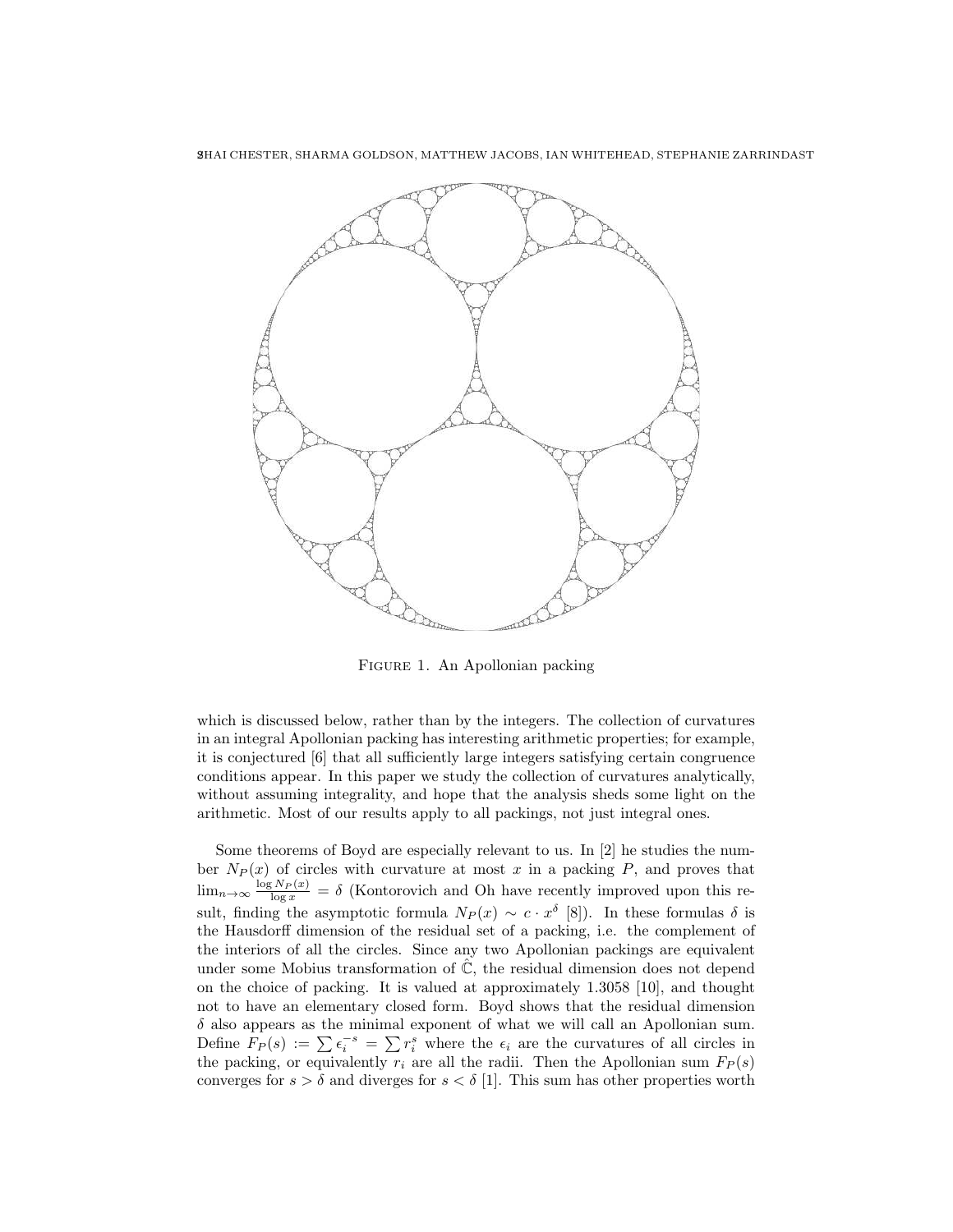Figure 1. An Apollonian packing

which is discussed below, rather than by the integers. The collection of curvatures in an integral Apollonian packing has interesting arithmetic properties; for example, it is conjectured [6] that all sufficiently large integers satisfying certain congruence conditions appear. In this paper we study the collection of curvatures analytically, without assuming integrality, and hope that the analysis sheds some light on the arithmetic. Most of our results apply to all packings, not just integral ones.

Some theorems of Boyd are especially relevant to us. In [2] he studies the number $N_P(x)$ of circles with curvature at most $x$ in a packing $P$, and proves that $\lim_{n\to\infty} \frac{\log N_P(x)}{\log x} = \delta$ (Kontorovich and Oh have recently improved upon this result, finding the asymptotic formula $N_P(x) \sim c \cdot x^{\delta}$ [8]). In these formulas $\delta$ is the Hausdorff dimension of the residual set of a packing, i.e. the complement of the interiors of all the circles. Since any two Apollonian packings are equivalent under some Mobius transformation of $\hat{\mathbb{C}}$, the residual dimension does not depend on the choice of packing. It is valued at approximately 1.3058 [10], and thought not to have an elementary closed form. Boyd shows that the residual dimension $\delta$ also appears as the minimal exponent of what we will call an Apollonian sum. Define $F_P(s) := \sum \epsilon_i^{-s} = \sum r_i^s$ where the $\epsilon_i$ are the curvatures of all circles in the packing, or equivalently $r_i$ are all the radii. Then the Apollonian sum $F_P(s)$ converges for $s > \delta$ and diverges for $s < \delta$ [1]. This sum has other properties worth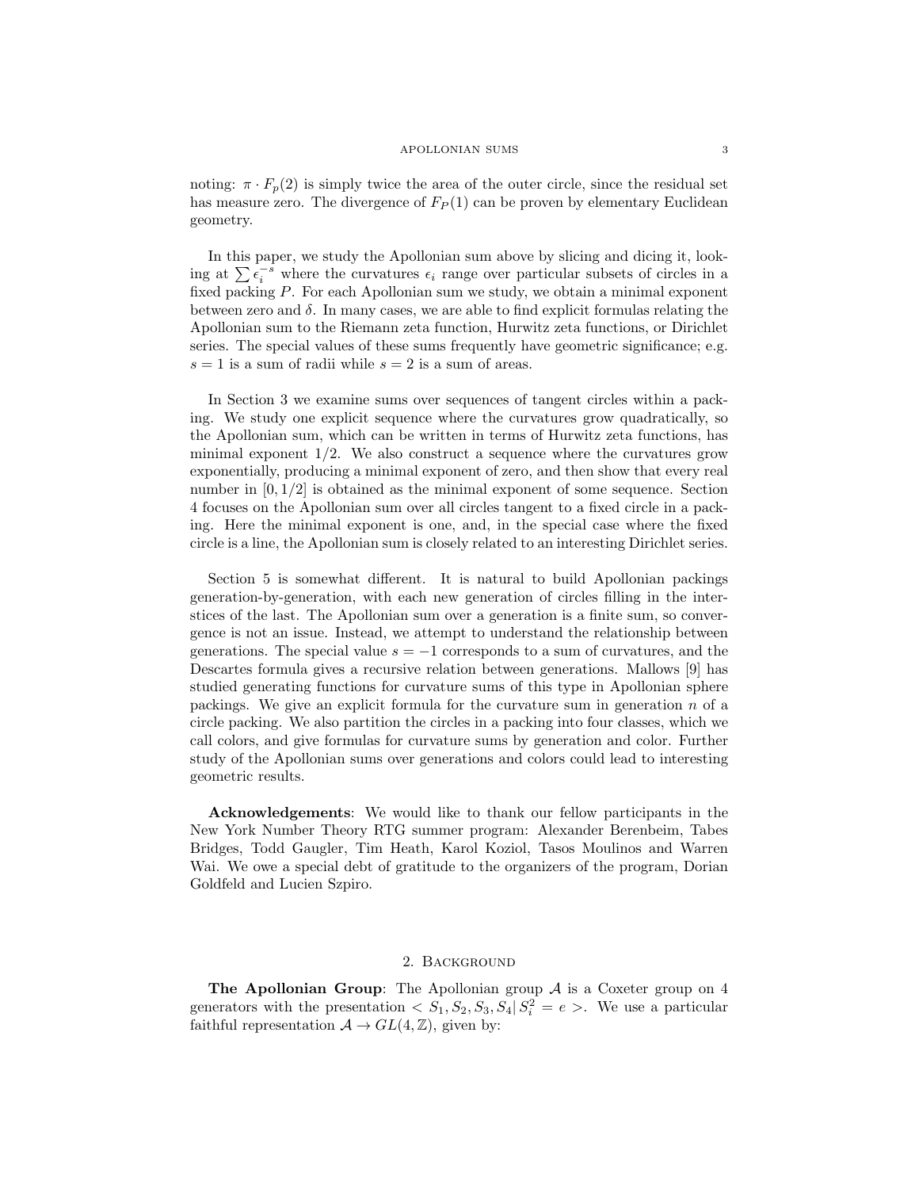noting: $\pi \cdot F_p(2)$ is simply twice the area of the outer circle, since the residual set has measure zero. The divergence of $F_P(1)$ can be proven by elementary Euclidean geometry.

In this paper, we study the Apollonian sum above by slicing and dicing it, looking at $\sum \epsilon_i^{-s}$ where the curvatures $\epsilon_i$ range over particular subsets of circles in a fixed packing $P$. For each Apollonian sum we study, we obtain a minimal exponent between zero and $\delta$. In many cases, we are able to find explicit formulas relating the Apollonian sum to the Riemann zeta function, Hurwitz zeta functions, or Dirichlet series. The special values of these sums frequently have geometric significance; e.g. $s = 1$ is a sum of radii while $s = 2$ is a sum of areas.

In Section 3 we examine sums over sequences of tangent circles within a packing. We study one explicit sequence where the curvatures grow quadratically, so the Apollonian sum, which can be written in terms of Hurwitz zeta functions, has minimal exponent $1/2$. We also construct a sequence where the curvatures grow exponentially, producing a minimal exponent of zero, and then show that every real number in $[0, 1/2]$ is obtained as the minimal exponent of some sequence. Section 4 focuses on the Apollonian sum over all circles tangent to a fixed circle in a packing. Here the minimal exponent is one, and, in the special case where the fixed circle is a line, the Apollonian sum is closely related to an interesting Dirichlet series.

Section 5 is somewhat different. It is natural to build Apollonian packings generation-by-generation, with each new generation of circles filling in the interstices of the last. The Apollonian sum over a generation is a finite sum, so convergence is not an issue. Instead, we attempt to understand the relationship between generations. The special value $s = -1$ corresponds to a sum of curvatures, and the Descartes formula gives a recursive relation between generations. Mallows [9] has studied generating functions for curvature sums of this type in Apollonian sphere packings. We give an explicit formula for the curvature sum in generation $n$ of a circle packing. We also partition the circles in a packing into four classes, which we call colors, and give formulas for curvature sums by generation and color. Further study of the Apollonian sums over generations and colors could lead to interesting geometric results.

**Acknowledgements**: We would like to thank our fellow participants in the New York Number Theory RTG summer program: Alexander Berenbeim, Tabes Bridges, Todd Gaugler, Tim Heath, Karol Koziol, Tasos Moulinos and Warren Wai. We owe a special debt of gratitude to the organizers of the program, Dorian Goldfeld and Lucien Szpiro.

## 2. Background

**The Apollonian Group**: The Apollonian group $\mathcal{A}$ is a Coxeter group on 4 generators with the presentation $< S_1, S_2, S_3, S_4 | \, S_i^2 = e >$. We use a particular faithful representation $\mathcal{A} \to GL(4, \mathbb{Z})$, given by: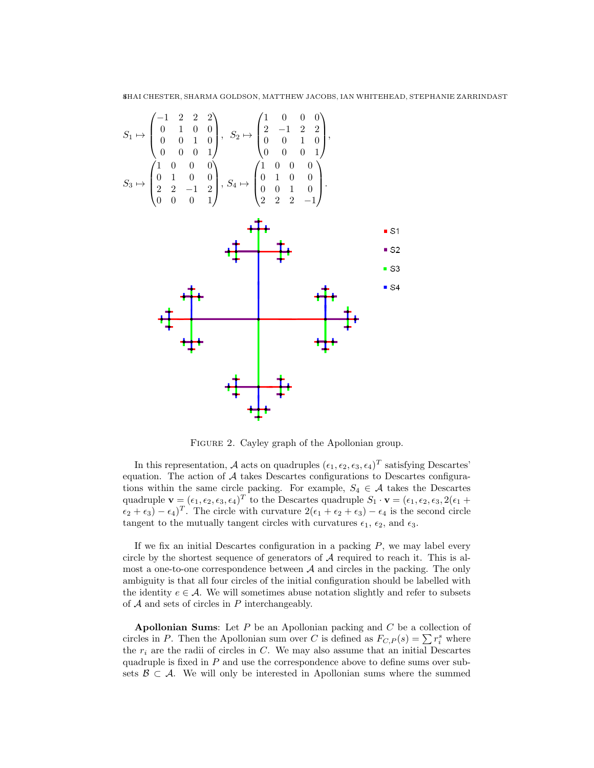$$S_1 \mapsto \begin{pmatrix} -1 & 2 & 2 & 2 \\ 0 & 1 & 0 & 0 \\ 0 & 0 & 1 & 0 \\ 0 & 0 & 0 & 1 \end{pmatrix}, \ S_2 \mapsto \begin{pmatrix} 1 & 0 & 0 & 0 \\ 2 & -1 & 2 & 2 \\ 0 & 0 & 1 & 0 \\ 0 & 0 & 0 & 1 \end{pmatrix},$$

$$S_3 \mapsto \begin{pmatrix} 1 & 0 & 0 & 0 \\ 0 & 1 & 0 & 0 \\ 2 & 2 & -1 & 2 \\ 0 & 0 & 0 & 1 \end{pmatrix}, \ S_4 \mapsto \begin{pmatrix} 1 & 0 & 0 & 0 \\ 0 & 1 & 0 & 0 \\ 0 & 0 & 1 & 0 \\ 2 & 2 & 2 & -1 \end{pmatrix}.$$

Figure 2. Cayley graph of the Apollonian group.

In this representation, $\mathcal{A}$ acts on quadruples $(\epsilon_1, \epsilon_2, \epsilon_3, \epsilon_4)^T$ satisfying Descartes' equation. The action of $\mathcal{A}$ takes Descartes configurations to Descartes configurations within the same circle packing. For example, $S_4 \in \mathcal{A}$ takes the Descartes quadruple $\mathbf{v} = (\epsilon_1, \epsilon_2, \epsilon_3, \epsilon_4)^T$ to the Descartes quadruple $S_1 \cdot \mathbf{v} = (\epsilon_1, \epsilon_2, \epsilon_3, 2(\epsilon_1 + \epsilon_2 + \epsilon_3) - \epsilon_4)^T$. The circle with curvature $2(\epsilon_1 + \epsilon_2 + \epsilon_3) - \epsilon_4$ is the second circle tangent to the mutually tangent circles with curvatures $\epsilon_1$, $\epsilon_2$, and $\epsilon_3$.

If we fix an initial Descartes configuration in a packing $P$, we may label every circle by the shortest sequence of generators of $\mathcal{A}$ required to reach it. This is almost a one-to-one correspondence between $\mathcal{A}$ and circles in the packing. The only ambiguity is that all four circles of the initial configuration should be labelled with the identity $e \in \mathcal{A}$. We will sometimes abuse notation slightly and refer to subsets of $\mathcal{A}$ and sets of circles in $P$ interchangeably.

**Apollonian Sums**: Let $P$ be an Apollonian packing and $C$ be a collection of circles in $P$. Then the Apollonian sum over $C$ is defined as $F_{C,P}(s) = \sum r_i^s$ where the $r_i$ are the radii of circles in $C$. We may also assume that an initial Descartes quadruple is fixed in $P$ and use the correspondence above to define sums over subsets $\mathcal{B} \subset \mathcal{A}$. We will only be interested in Apollonian sums where the summed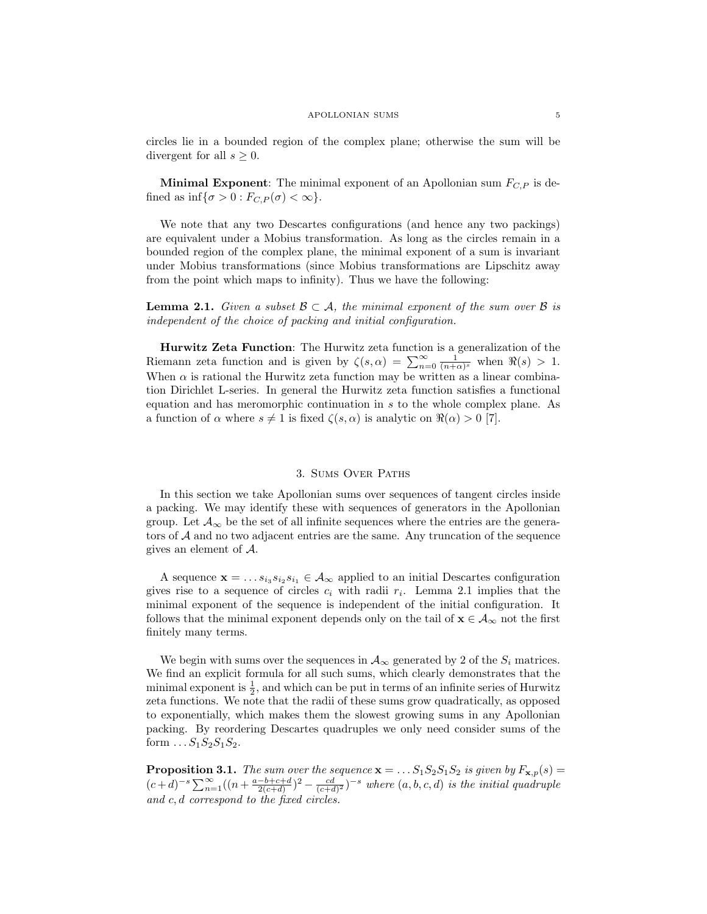circles lie in a bounded region of the complex plane; otherwise the sum will be divergent for all $s \geq 0$.

**Minimal Exponent**: The minimal exponent of an Apollonian sum $F_{C,P}$ is defined as $\inf\{\sigma > 0 : F_{C,P}(\sigma) < \infty\}$.

We note that any two Descartes configurations (and hence any two packings) are equivalent under a Mobius transformation. As long as the circles remain in a bounded region of the complex plane, the minimal exponent of a sum is invariant under Mobius transformations (since Mobius transformations are Lipschitz away from the point which maps to infinity). Thus we have the following:

**Lemma 2.1.** *Given a subset $\mathcal{B} \subset \mathcal{A}$, the minimal exponent of the sum over $\mathcal{B}$ is independent of the choice of packing and initial configuration.*

**Hurwitz Zeta Function**: The Hurwitz zeta function is a generalization of the Riemann zeta function and is given by $\zeta(s, \alpha) = \sum_{n=0}^{\infty} \frac{1}{(n+\alpha)^s}$ when $\Re(s) > 1$. When $\alpha$ is rational the Hurwitz zeta function may be written as a linear combination Dirichlet L-series. In general the Hurwitz zeta function satisfies a functional equation and has meromorphic continuation in $s$ to the whole complex plane. As a function of $\alpha$ where $s \neq 1$ is fixed $\zeta(s, \alpha)$ is analytic on $\Re(\alpha) > 0$ [7].

## 3. Sums Over Paths

In this section we take Apollonian sums over sequences of tangent circles inside a packing. We may identify these with sequences of generators in the Apollonian group. Let $\mathcal{A}_\infty$ be the set of all infinite sequences where the entries are the generators of $\mathcal{A}$ and no two adjacent entries are the same. Any truncation of the sequence gives an element of $\mathcal{A}$.

A sequence $\mathbf{x} = \dots s_{i_3} s_{i_2} s_{i_1} \in \mathcal{A}_\infty$ applied to an initial Descartes configuration gives rise to a sequence of circles $c_i$ with radii $r_i$. Lemma 2.1 implies that the minimal exponent of the sequence is independent of the initial configuration. It follows that the minimal exponent depends only on the tail of $\mathbf{x} \in \mathcal{A}_\infty$ not the first finitely many terms.

We begin with sums over the sequences in $\mathcal{A}_\infty$ generated by 2 of the $S_i$ matrices. We find an explicit formula for all such sums, which clearly demonstrates that the minimal exponent is $\frac{1}{2}$, and which can be put in terms of an infinite series of Hurwitz zeta functions. We note that the radii of these sums grow quadratically, as opposed to exponentially, which makes them the slowest growing sums in any Apollonian packing. By reordering Descartes quadruples we only need consider sums of the form $\dots S_1 S_2 S_1 S_2$.

**Proposition 3.1.** *The sum over the sequence $\mathbf{x} = \dots S_1 S_2 S_1 S_2$ is given by $F_{\mathbf{x},p}(s) = (c+d)^{-s} \sum_{n=1}^{\infty} ((n + \frac{a-b+c+d}{2(c+d)})^2 - \frac{cd}{(c+d)^2})^{-s}$ where $(a, b, c, d)$ is the initial quadruple and $c, d$ correspond to the fixed circles.*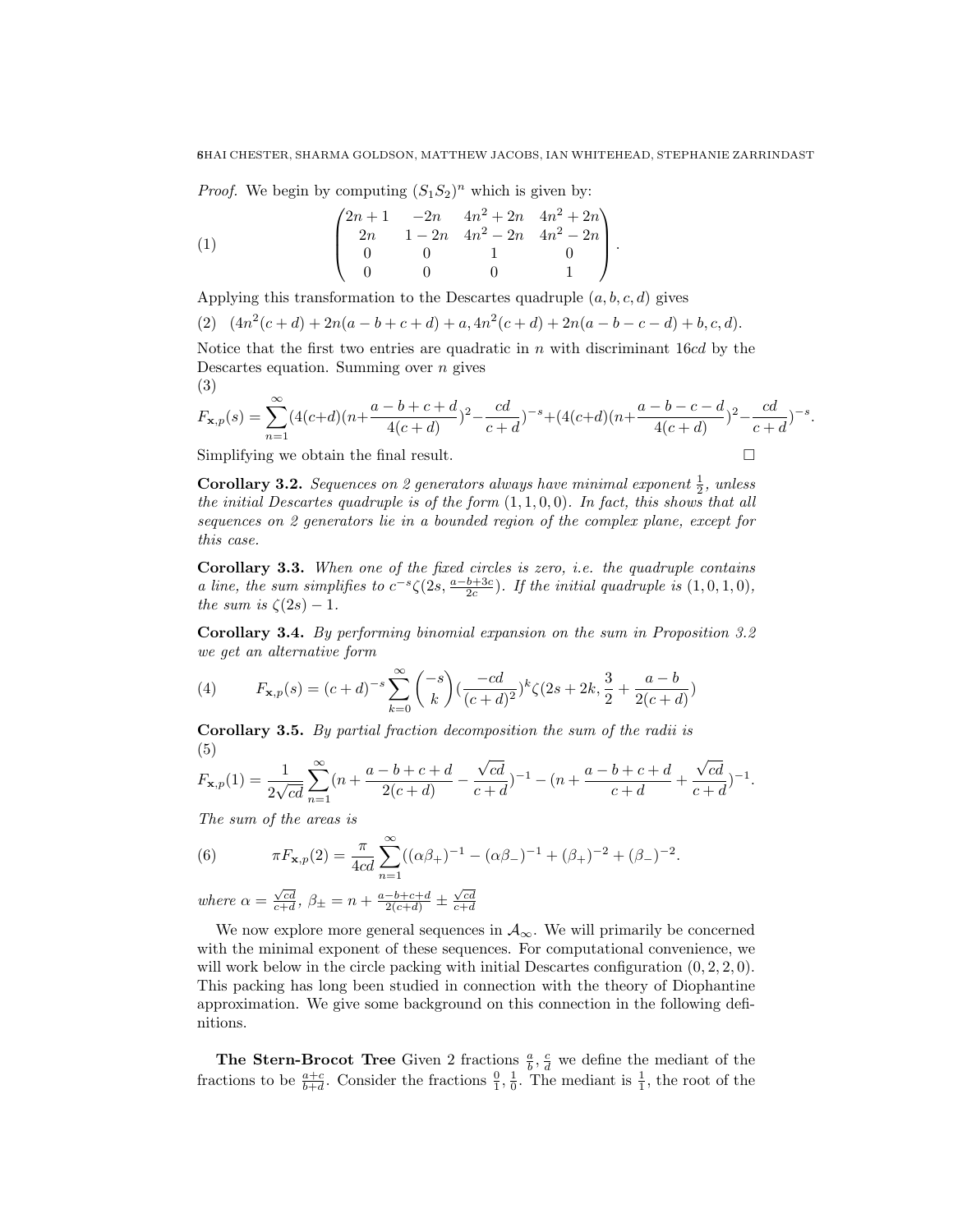*Proof.* We begin by computing $(S_1 S_2)^n$ which is given by:

$$\begin{pmatrix} 2n+1 & -2n & 4n^2+2n & 4n^2+2n \\ 2n & 1-2n & 4n^2-2n & 4n^2-2n \\ 0 & 0 & 1 & 0 \\ 0 & 0 & 0 & 1 \end{pmatrix}. \tag{1}$$

Applying this transformation to the Descartes quadruple $(a, b, c, d)$ gives

$$(4n^2(c+d) + 2n(a-b+c+d) + a, 4n^2(c+d) + 2n(a-b-c-d) + b, c, d). \tag{2}$$

Notice that the first two entries are quadratic in $n$ with discriminant $16cd$ by the Descartes equation. Summing over $n$ gives

$$F_{\mathbf{x},p}(s) = \sum_{n=1}^{\infty} (4(c+d)(n+\frac{a-b+c+d}{4(c+d)})^2 - \frac{cd}{c+d})^{-s} + (4(c+d)(n+\frac{a-b-c-d}{4(c+d)})^2 - \frac{cd}{c+d})^{-s}. \tag{3}$$

Simplifying we obtain the final result. □

**Corollary 3.2.** *Sequences on 2 generators always have minimal exponent $\frac{1}{2}$, unless the initial Descartes quadruple is of the form $(1, 1, 0, 0)$. In fact, this shows that all sequences on 2 generators lie in a bounded region of the complex plane, except for this case.*

**Corollary 3.3.** *When one of the fixed circles is zero, i.e. the quadruple contains a line, the sum simplifies to $c^{-s}\zeta(2s, \frac{a-b+3c}{2c})$. If the initial quadruple is $(1, 0, 1, 0)$, the sum is $\zeta(2s) - 1$.*

**Corollary 3.4.** *By performing binomial expansion on the sum in Proposition 3.2 we get an alternative form*

$$F_{\mathbf{x},p}(s) = (c+d)^{-s} \sum_{k=0}^{\infty} \binom{-s}{k} (\frac{-cd}{(c+d)^2})^k \zeta(2s+2k, \frac{3}{2} + \frac{a-b}{2(c+d)}) \tag{4}$$

**Corollary 3.5.** *By partial fraction decomposition the sum of the radii is*

$$F_{\mathbf{x},p}(1) = \frac{1}{2\sqrt{cd}} \sum_{n=1}^{\infty} (n + \frac{a-b+c+d}{2(c+d)} - \frac{\sqrt{cd}}{c+d})^{-1} - (n + \frac{a-b+c+d}{c+d} + \frac{\sqrt{cd}}{c+d})^{-1}. \tag{5}$$

*The sum of the areas is*

$$\pi F_{\mathbf{x},p}(2) = \frac{\pi}{4cd} \sum_{n=1}^{\infty} ((\alpha\beta_+)^{-1} - (\alpha\beta_-)^{-1} + (\beta_+)^{-2} + (\beta_-)^{-2}. \tag{6}$$

*where $\alpha = \frac{\sqrt{cd}}{c+d}$, $\beta_{\pm} = n + \frac{a-b+c+d}{2(c+d)} \pm \frac{\sqrt{cd}}{c+d}$*

We now explore more general sequences in $\mathcal{A}_\infty$. We will primarily be concerned with the minimal exponent of these sequences. For computational convenience, we will work below in the circle packing with initial Descartes configuration $(0, 2, 2, 0)$. This packing has long been studied in connection with the theory of Diophantine approximation. We give some background on this connection in the following definitions.

**The Stern-Brocot Tree** Given 2 fractions $\frac{a}{b}, \frac{c}{d}$ we define the mediant of the fractions to be $\frac{a+c}{b+d}$. Consider the fractions $\frac{0}{1}, \frac{1}{0}$. The mediant is $\frac{1}{1}$, the root of the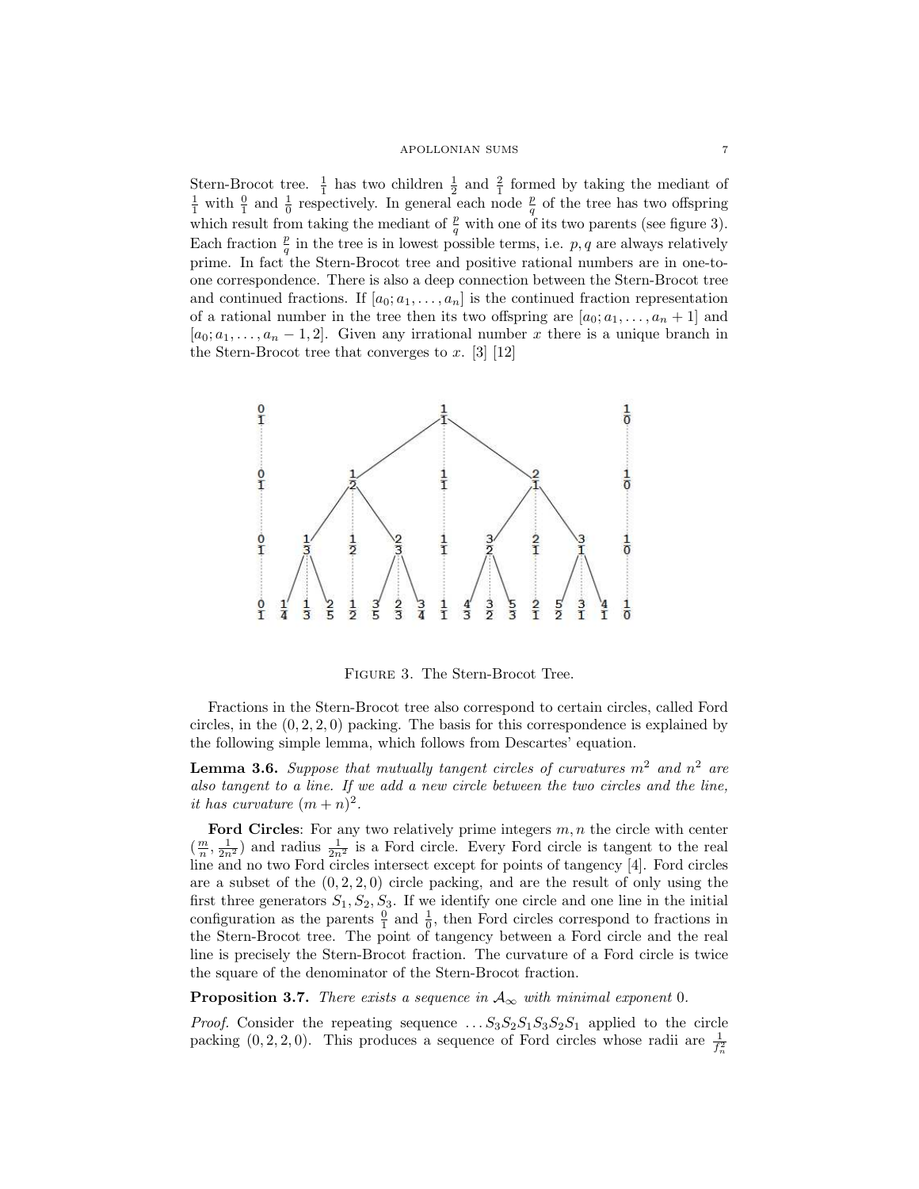Stern-Brocot tree. $\frac{1}{1}$ has two children $\frac{1}{2}$ and $\frac{2}{1}$ formed by taking the mediant of $\frac{1}{1}$ with $\frac{0}{1}$ and $\frac{1}{0}$ respectively. In general each node $\frac{p}{q}$ of the tree has two offspring which result from taking the mediant of $\frac{p}{q}$ with one of its two parents (see figure 3). Each fraction $\frac{p}{q}$ in the tree is in lowest possible terms, i.e. $p, q$ are always relatively prime. In fact the Stern-Brocot tree and positive rational numbers are in one-to-one correspondence. There is also a deep connection between the Stern-Brocot tree and continued fractions. If $[a_0; a_1, \ldots, a_n]$ is the continued fraction representation of a rational number in the tree then its two offspring are $[a_0; a_1, \ldots, a_n + 1]$ and $[a_0; a_1, \ldots, a_n - 1, 2]$. Given any irrational number $x$ there is a unique branch in the Stern-Brocot tree that converges to $x$. [3] [12]

FIGURE 3. The Stern-Brocot Tree.

Fractions in the Stern-Brocot tree also correspond to certain circles, called Ford circles, in the $(0, 2, 2, 0)$ packing. The basis for this correspondence is explained by the following simple lemma, which follows from Descartes' equation.

**Lemma 3.6.** *Suppose that mutually tangent circles of curvatures $m^2$ and $n^2$ are also tangent to a line. If we add a new circle between the two circles and the line, it has curvature $(m + n)^2$.*

**Ford Circles**: For any two relatively prime integers $m, n$ the circle with center $(\frac{m}{n}, \frac{1}{2n^2})$ and radius $\frac{1}{2n^2}$ is a Ford circle. Every Ford circle is tangent to the real line and no two Ford circles intersect except for points of tangency [4]. Ford circles are a subset of the $(0, 2, 2, 0)$ circle packing, and are the result of only using the first three generators $S_1, S_2, S_3$. If we identify one circle and one line in the initial configuration as the parents $\frac{0}{1}$ and $\frac{1}{0}$, then Ford circles correspond to fractions in the Stern-Brocot tree. The point of tangency between a Ford circle and the real line is precisely the Stern-Brocot fraction. The curvature of a Ford circle is twice the square of the denominator of the Stern-Brocot fraction.

**Proposition 3.7.** *There exists a sequence in $\mathcal{A}_\infty$ with minimal exponent 0.*

*Proof.* Consider the repeating sequence $\ldots S_3 S_2 S_1 S_3 S_2 S_1$ applied to the circle packing $(0, 2, 2, 0)$. This produces a sequence of Ford circles whose radii are $\frac{1}{f_n^2}$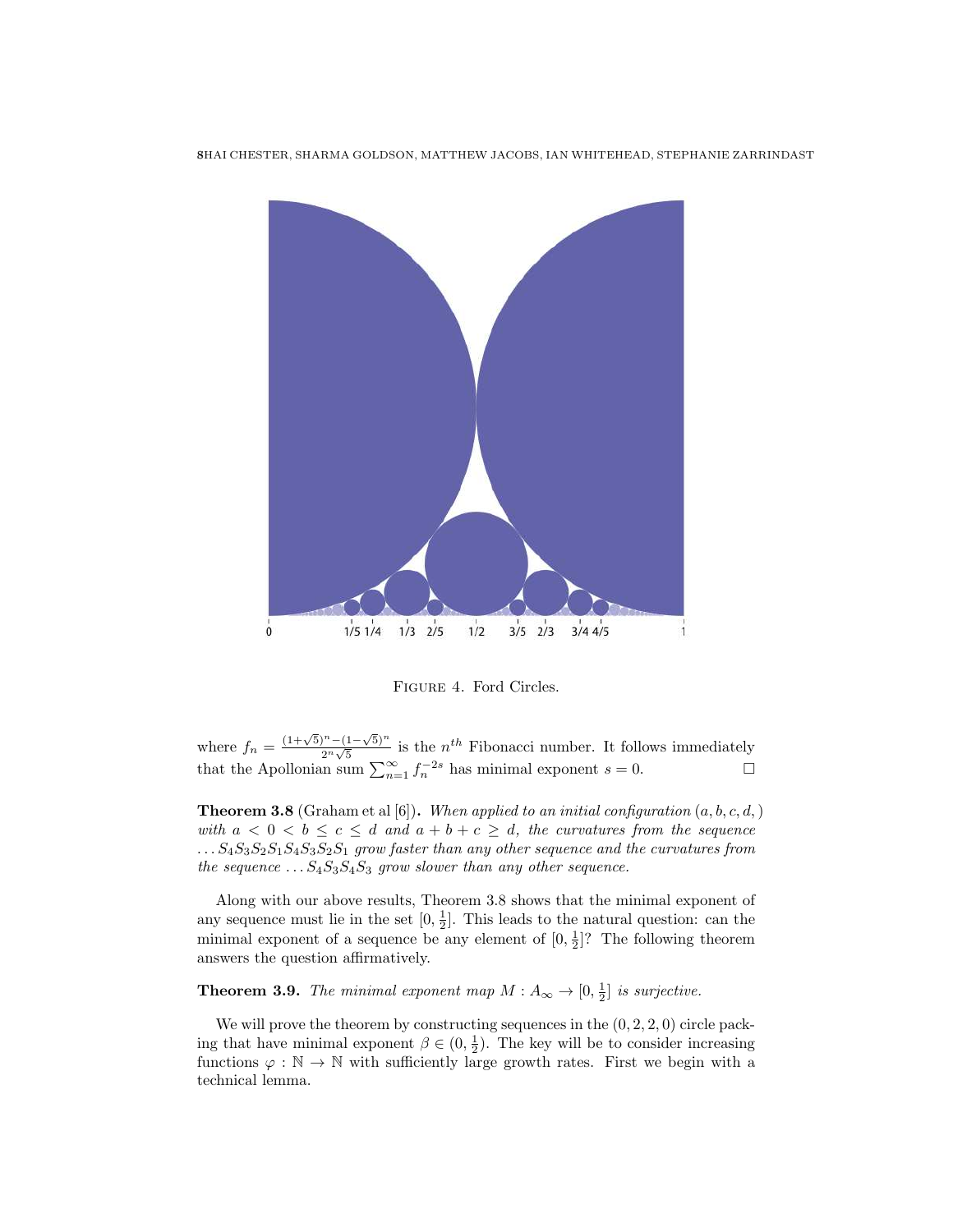FIGURE 4. Ford Circles.

where $f_n = \frac{(1+\sqrt{5})^n - (1-\sqrt{5})^n}{2^n\sqrt{5}}$ is the $n^{th}$ Fibonacci number. It follows immediately that the Apollonian sum $\sum_{n=1}^{\infty} f_n^{-2s}$ has minimal exponent $s = 0$. □

**Theorem 3.8** (Graham et al [6])**.** *When applied to an initial configuration $(a, b, c, d, )$ with $a < 0 < b \leq c \leq d$ and $a + b + c \geq d$, the curvatures from the sequence $\ldots S_4S_3S_2S_1S_4S_3S_2S_1$ grow faster than any other sequence and the curvatures from the sequence $\ldots S_4S_3S_4S_3$ grow slower than any other sequence.*

Along with our above results, Theorem 3.8 shows that the minimal exponent of any sequence must lie in the set $[0, \frac{1}{2}]$. This leads to the natural question: can the minimal exponent of a sequence be any element of $[0, \frac{1}{2}]$? The following theorem answers the question affirmatively.

**Theorem 3.9.** *The minimal exponent map $M : A_\infty \to [0, \frac{1}{2}]$ is surjective.*

We will prove the theorem by constructing sequences in the $(0, 2, 2, 0)$ circle packing that have minimal exponent $\beta \in (0, \frac{1}{2})$. The key will be to consider increasing functions $\varphi : \mathbb{N} \to \mathbb{N}$ with sufficiently large growth rates. First we begin with a technical lemma.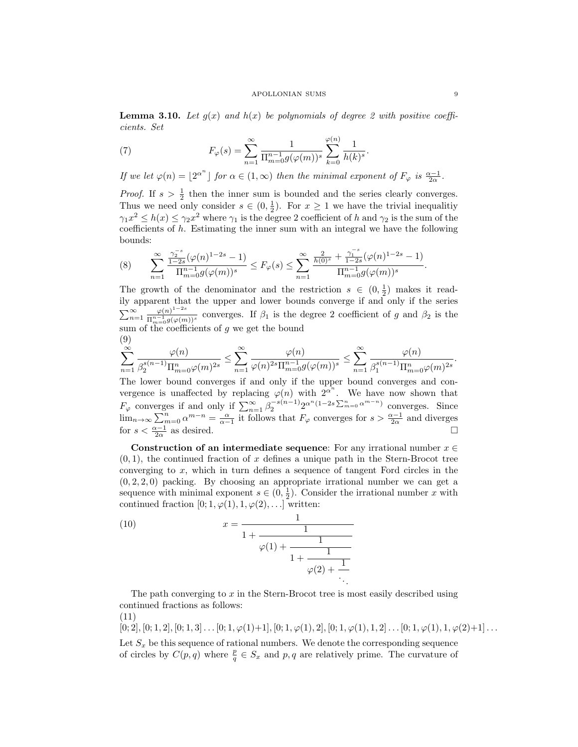**Lemma 3.10.** *Let $g(x)$ and $h(x)$ be polynomials of degree 2 with positive coefficients. Set*

$$F_\varphi(s) = \sum_{n=1}^{\infty} \frac{1}{\Pi_{m=0}^{n-1} g(\varphi(m))^s} \sum_{k=0}^{\varphi(n)} \frac{1}{h(k)^s}. \tag{7}$$

*If we let $\varphi(n) = \lfloor 2^{\alpha^n} \rfloor$ for $\alpha \in (1, \infty)$ then the minimal exponent of $F_\varphi$ is $\frac{\alpha-1}{2\alpha}$.*

*Proof.* If $s > \frac{1}{2}$ then the inner sum is bounded and the series clearly converges. Thus we need only consider $s \in (0, \frac{1}{2})$. For $x \geq 1$ we have the trivial inequalitiy $\gamma_1 x^2 \leq h(x) \leq \gamma_2 x^2$ where $\gamma_1$ is the degree 2 coefficient of $h$ and $\gamma_2$ is the sum of the coefficients of $h$. Estimating the inner sum with an integral we have the following bounds:

$$\sum_{n=1}^{\infty} \frac{\frac{\gamma_2^{-s}}{1-2s}(\varphi(n)^{1-2s} - 1)}{\Pi_{m=0}^{n-1} g(\varphi(m))^s} \leq F_\varphi(s) \leq \sum_{n=1}^{\infty} \frac{\frac{2}{h(0)^s} + \frac{\gamma_1^{-s}}{1-2s}(\varphi(n)^{1-2s} - 1)}{\Pi_{m=0}^{n-1} g(\varphi(m))^s}. \tag{8}$$

The growth of the denominator and the restriction $s \in (0, \frac{1}{2})$ makes it readily apparent that the upper and lower bounds converge if and only if the series $\sum_{n=1}^{\infty} \frac{\varphi(n)^{1-2s}}{\Pi_{m=0}^{n-1} g(\varphi(m))^s}$ converges. If $\beta_1$ is the degree 2 coefficient of $g$ and $\beta_2$ is the sum of the coefficients of $g$ we get the bound

$$\sum_{n=1}^{\infty} \frac{\varphi(n)}{\beta_2^{s(n-1)} \Pi_{m=0}^{n} \varphi(m)^{2s}} \leq \sum_{n=1}^{\infty} \frac{\varphi(n)}{\varphi(n)^{2s} \Pi_{m=0}^{n-1} g(\varphi(m))^s} \leq \sum_{n=1}^{\infty} \frac{\varphi(n)}{\beta_1^{s(n-1)} \Pi_{m=0}^{n} \varphi(m)^{2s}}. \tag{9}$$

The lower bound converges if and only if the upper bound converges and convergence is unaffected by replacing $\varphi(n)$ with $2^{\alpha^n}$. We have now shown that $F_\varphi$ converges if and only if $\sum_{n=1}^{\infty} \beta_2^{-s(n-1)} 2^{\alpha^n(1-2s\sum_{m=0}^{n} \alpha^{m-n})}$ converges. Since $\lim_{n\to\infty} \sum_{m=0}^{n} \alpha^{m-n} = \frac{\alpha}{\alpha-1}$ it follows that $F_\varphi$ converges for $s > \frac{\alpha-1}{2\alpha}$ and diverges for $s < \frac{\alpha-1}{2\alpha}$ as desired. $\square$

**Construction of an intermediate sequence**: For any irrational number $x \in (0, 1)$, the continued fraction of $x$ defines a unique path in the Stern-Brocot tree converging to $x$, which in turn defines a sequence of tangent Ford circles in the $(0, 2, 2, 0)$ packing. By choosing an appropriate irrational number we can get a sequence with minimal exponent $s \in (0, \frac{1}{2})$. Consider the irrational number $x$ with continued fraction $[0; 1, \varphi(1), 1, \varphi(2), \ldots]$ written:

$$x = \cfrac{1}{1 + \cfrac{1}{\varphi(1) + \cfrac{1}{1 + \cfrac{1}{\varphi(2) + \cfrac{1}{\ddots}}}}} \tag{10}$$

The path converging to $x$ in the Stern-Brocot tree is most easily described using continued fractions as follows:

$$[0;2], [0;1,2], [0;1,3] \ldots [0;1,\varphi(1)+1], [0;1,\varphi(1),2], [0;1,\varphi(1),1,2] \ldots [0;1,\varphi(1),1,\varphi(2)+1] \ldots \tag{11}$$

Let $S_x$ be this sequence of rational numbers. We denote the corresponding sequence of circles by $C(p, q)$ where $\frac{p}{q} \in S_x$ and $p, q$ are relatively prime. The curvature of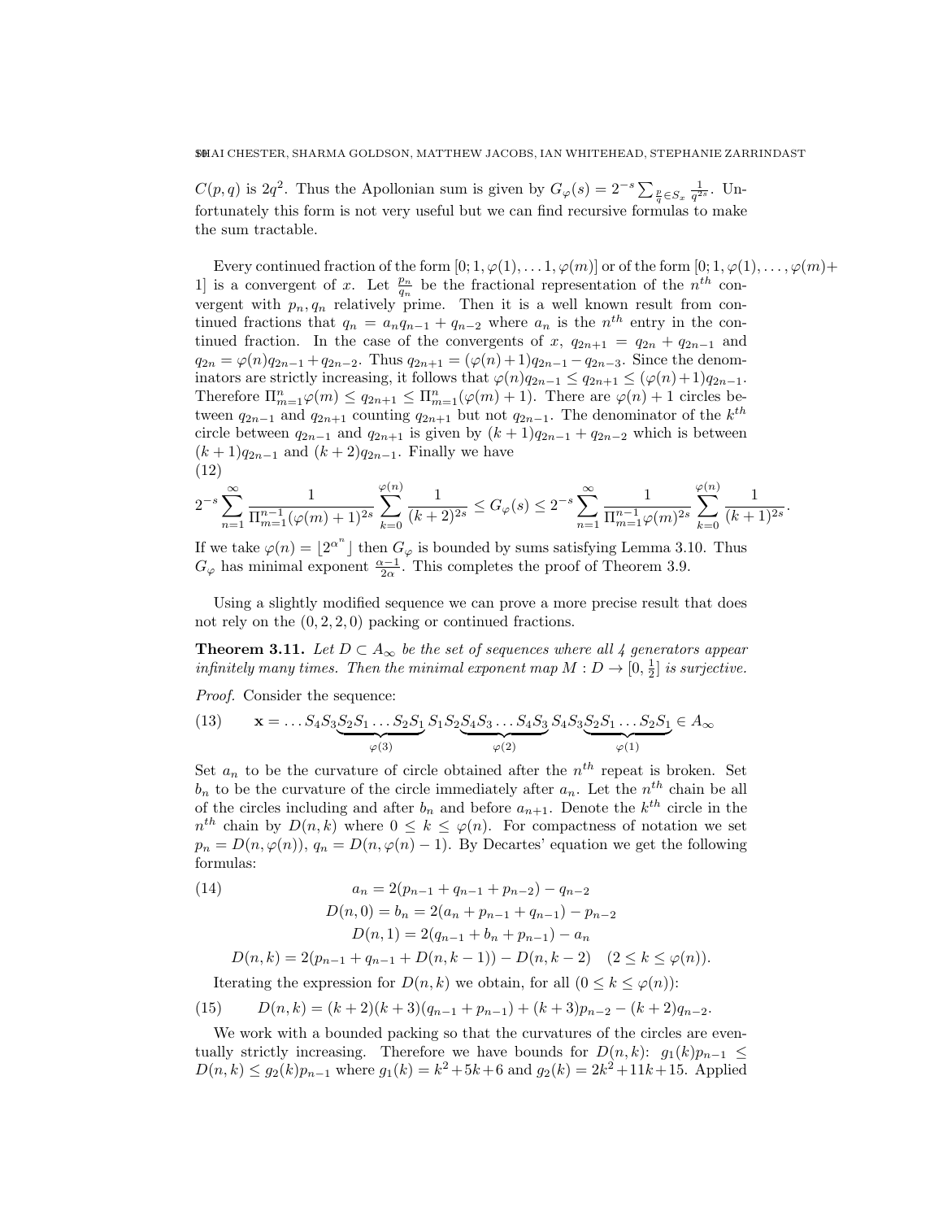$C(p,q)$ is $2q^2$. Thus the Apollonian sum is given by $G_\varphi(s) = 2^{-s}\sum_{\frac{p}{q}\in S_x}\frac{1}{q^{2s}}$. Unfortunately this form is not very useful but we can find recursive formulas to make the sum tractable.

Every continued fraction of the form $[0;1,\varphi(1),\dots 1,\varphi(m)]$ or of the form $[0;1,\varphi(1),\dots,\varphi(m)+1]$ is a convergent of $x$. Let $\frac{p_n}{q_n}$ be the fractional representation of the $n^{th}$ convergent with $p_n, q_n$ relatively prime. Then it is a well known result from continued fractions that $q_n = a_n q_{n-1} + q_{n-2}$ where $a_n$ is the $n^{th}$ entry in the continued fraction. In the case of the convergents of $x$, $q_{2n+1} = q_{2n} + q_{2n-1}$ and $q_{2n} = \varphi(n)q_{2n-1} + q_{2n-2}$. Thus $q_{2n+1} = (\varphi(n)+1)q_{2n-1} - q_{2n-3}$. Since the denominators are strictly increasing, it follows that $\varphi(n)q_{2n-1} \le q_{2n+1} \le (\varphi(n)+1)q_{2n-1}$. Therefore $\Pi_{m=1}^{n}\varphi(m) \le q_{2n+1} \le \Pi_{m=1}^{n}(\varphi(m)+1)$. There are $\varphi(n)+1$ circles between $q_{2n-1}$ and $q_{2n+1}$ counting $q_{2n+1}$ but not $q_{2n-1}$. The denominator of the $k^{th}$ circle between $q_{2n-1}$ and $q_{2n+1}$ is given by $(k+1)q_{2n-1} + q_{2n-2}$ which is between $(k+1)q_{2n-1}$ and $(k+2)q_{2n-1}$. Finally we have

$$2^{-s}\sum_{n=1}^{\infty}\frac{1}{\Pi_{m=1}^{n-1}(\varphi(m)+1)^{2s}}\sum_{k=0}^{\varphi(n)}\frac{1}{(k+2)^{2s}} \le G_\varphi(s) \le 2^{-s}\sum_{n=1}^{\infty}\frac{1}{\Pi_{m=1}^{n-1}\varphi(m)^{2s}}\sum_{k=0}^{\varphi(n)}\frac{1}{(k+1)^{2s}}. \tag{12}$$

If we take $\varphi(n) = \lfloor 2^{\alpha^n}\rfloor$ then $G_\varphi$ is bounded by sums satisfying Lemma 3.10. Thus $G_\varphi$ has minimal exponent $\frac{\alpha-1}{2\alpha}$. This completes the proof of Theorem 3.9.

Using a slightly modified sequence we can prove a more precise result that does not rely on the $(0,2,2,0)$ packing or continued fractions.

**Theorem 3.11.** *Let $D \subset A_\infty$ be the set of sequences where all 4 generators appear infinitely many times. Then the minimal exponent map $M : D \to [0, \frac{1}{2}]$ is surjective.*

*Proof.* Consider the sequence:

$$\mathbf{x} = \dots S_4S_3\underbrace{S_2S_1\dots S_2S_1}_{\varphi(3)}S_1S_2\underbrace{S_4S_3\dots S_4S_3}_{\varphi(2)}S_4S_3\underbrace{S_2S_1\dots S_2S_1}_{\varphi(1)} \in A_\infty \tag{13}$$

Set $a_n$ to be the curvature of circle obtained after the $n^{th}$ repeat is broken. Set $b_n$ to be the curvature of the circle immediately after $a_n$. Let the $n^{th}$ chain be all of the circles including and after $b_n$ and before $a_{n+1}$. Denote the $k^{th}$ circle in the $n^{th}$ chain by $D(n,k)$ where $0 \le k \le \varphi(n)$. For compactness of notation we set $p_n = D(n,\varphi(n))$, $q_n = D(n,\varphi(n)-1)$. By Descartes' equation we get the following formulas:

$$\begin{aligned} a_n &= 2(p_{n-1}+q_{n-1}+p_{n-2}) - q_{n-2} \\ D(n,0) = b_n &= 2(a_n + p_{n-1} + q_{n-1}) - p_{n-2} \\ D(n,1) &= 2(q_{n-1} + b_n + p_{n-1}) - a_n \\ D(n,k) &= 2(p_{n-1}+q_{n-1}+D(n,k-1)) - D(n,k-2) \quad (2\le k\le\varphi(n)). \end{aligned} \tag{14}$$

Iterating the expression for $D(n,k)$ we obtain, for all $(0 \le k \le \varphi(n))$:

$$D(n,k) = (k+2)(k+3)(q_{n-1}+p_{n-1}) + (k+3)p_{n-2} - (k+2)q_{n-2}. \tag{15}$$

We work with a bounded packing so that the curvatures of the circles are eventually strictly increasing. Therefore we have bounds for $D(n,k)$: $g_1(k)p_{n-1} \le D(n,k) \le g_2(k)p_{n-1}$ where $g_1(k) = k^2+5k+6$ and $g_2(k) = 2k^2+11k+15$. Applied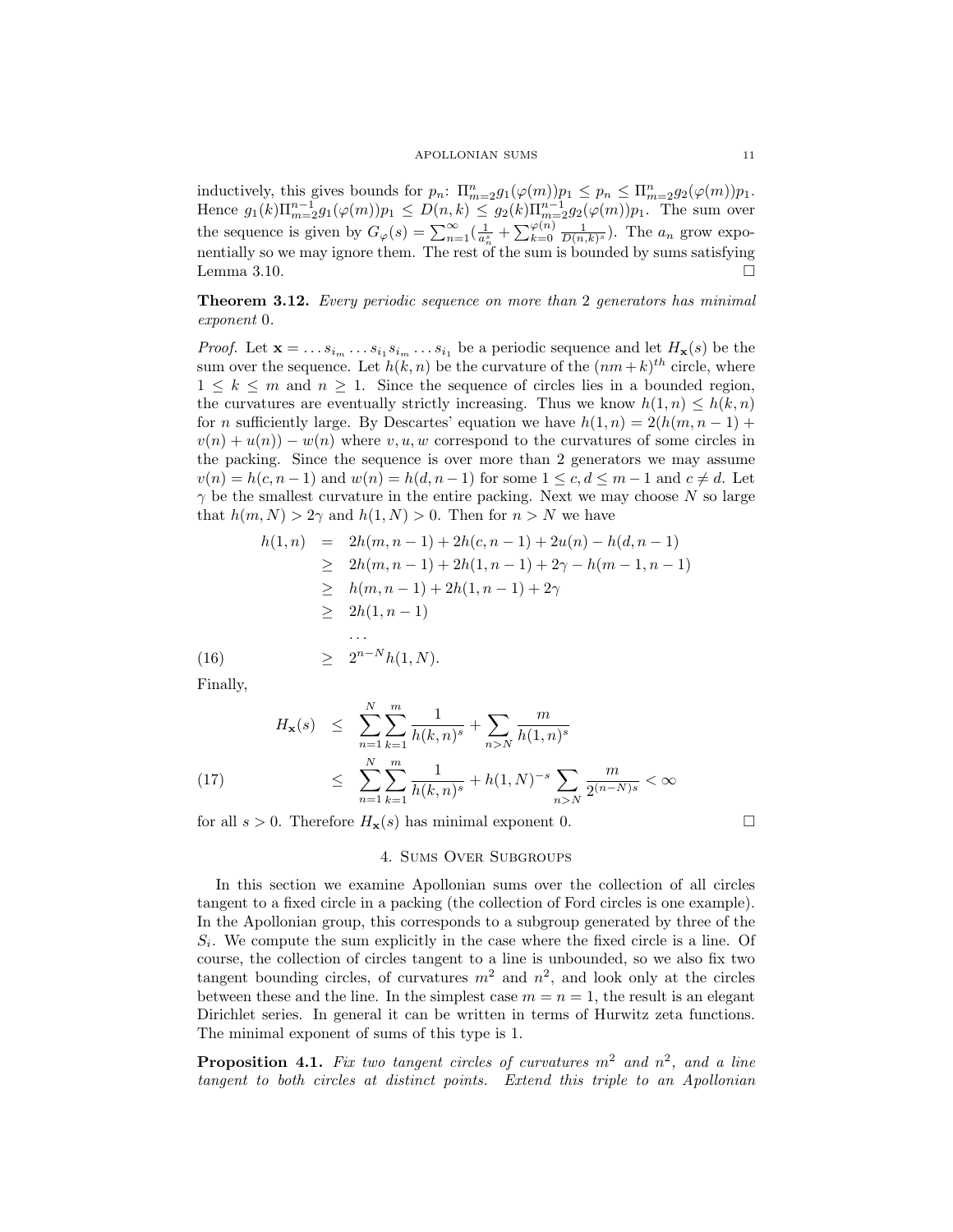inductively, this gives bounds for $p_n$: $\Pi_{m=2}^{n} g_1(\varphi(m))p_1 \leq p_n \leq \Pi_{m=2}^{n} g_2(\varphi(m))p_1$. Hence $g_1(k)\Pi_{m=2}^{n-1} g_1(\varphi(m))p_1 \leq D(n,k) \leq g_2(k)\Pi_{m=2}^{n-1} g_2(\varphi(m))p_1$. The sum over the sequence is given by $G_\varphi(s) = \sum_{n=1}^{\infty}(\frac{1}{a_n^s} + \sum_{k=0}^{\varphi(n)} \frac{1}{D(n,k)^s})$. The $a_n$ grow exponentially so we may ignore them. The rest of the sum is bounded by sums satisfying Lemma 3.10. $\square$

**Theorem 3.12.** *Every periodic sequence on more than 2 generators has minimal exponent 0.*

*Proof.* Let $\mathbf{x} = \ldots s_{i_m} \ldots s_{i_1} s_{i_m} \ldots s_{i_1}$ be a periodic sequence and let $H_{\mathbf{x}}(s)$ be the sum over the sequence. Let $h(k,n)$ be the curvature of the $(nm+k)^{th}$ circle, where $1 \leq k \leq m$ and $n \geq 1$. Since the sequence of circles lies in a bounded region, the curvatures are eventually strictly increasing. Thus we know $h(1,n) \leq h(k,n)$ for $n$ sufficiently large. By Descartes' equation we have $h(1,n) = 2(h(m,n-1) + v(n) + u(n)) - w(n)$ where $v, u, w$ correspond to the curvatures of some circles in the packing. Since the sequence is over more than 2 generators we may assume $v(n) = h(c, n-1)$ and $w(n) = h(d, n-1)$ for some $1 \leq c, d \leq m-1$ and $c \neq d$. Let $\gamma$ be the smallest curvature in the entire packing. Next we may choose $N$ so large that $h(m,N) > 2\gamma$ and $h(1,N) > 0$. Then for $n > N$ we have

$$
\begin{aligned}
h(1,n) &= 2h(m,n-1) + 2h(c,n-1) + 2u(n) - h(d,n-1) \\
&\geq 2h(m,n-1) + 2h(1,n-1) + 2\gamma - h(m-1,n-1) \\
&\geq h(m,n-1) + 2h(1,n-1) + 2\gamma \\
&\geq 2h(1,n-1) \\
&\quad \ldots \\
&\geq 2^{n-N} h(1,N). \qquad (16)
\end{aligned}
$$

Finally,

$$
\begin{aligned}
H_{\mathbf{x}}(s) &\leq \sum_{n=1}^{N} \sum_{k=1}^{m} \frac{1}{h(k,n)^s} + \sum_{n>N} \frac{m}{h(1,n)^s} \\
&\leq \sum_{n=1}^{N} \sum_{k=1}^{m} \frac{1}{h(k,n)^s} + h(1,N)^{-s} \sum_{n>N} \frac{m}{2^{(n-N)s}} < \infty \qquad (17)
\end{aligned}
$$

for all $s > 0$. Therefore $H_{\mathbf{x}}(s)$ has minimal exponent 0. $\square$

## 4. Sums Over Subgroups

In this section we examine Apollonian sums over the collection of all circles tangent to a fixed circle in a packing (the collection of Ford circles is one example). In the Apollonian group, this corresponds to a subgroup generated by three of the $S_i$. We compute the sum explicitly in the case where the fixed circle is a line. Of course, the collection of circles tangent to a line is unbounded, so we also fix two tangent bounding circles, of curvatures $m^2$ and $n^2$, and look only at the circles between these and the line. In the simplest case $m = n = 1$, the result is an elegant Dirichlet series. In general it can be written in terms of Hurwitz zeta functions. The minimal exponent of sums of this type is 1.

**Proposition 4.1.** *Fix two tangent circles of curvatures $m^2$ and $n^2$, and a line tangent to both circles at distinct points. Extend this triple to an Apollonian*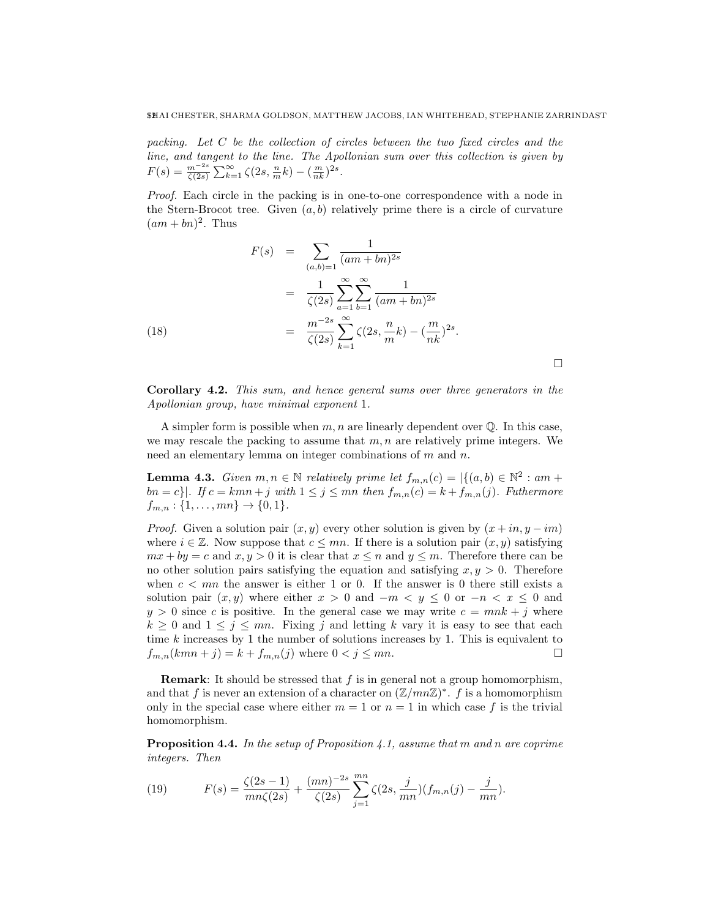*packing. Let $C$ be the collection of circles between the two fixed circles and the line, and tangent to the line. The Apollonian sum over this collection is given by $F(s) = \frac{m^{-2s}}{\zeta(2s)} \sum_{k=1}^{\infty} \zeta(2s, \frac{n}{m}k) - (\frac{m}{nk})^{2s}$.*

*Proof.* Each circle in the packing is in one-to-one correspondence with a node in the Stern-Brocot tree. Given $(a,b)$ relatively prime there is a circle of curvature $(am+bn)^2$. Thus

$$
\begin{aligned}
F(s) &= \sum_{(a,b)=1} \frac{1}{(am+bn)^{2s}} \\
&= \frac{1}{\zeta(2s)} \sum_{a=1}^{\infty} \sum_{b=1}^{\infty} \frac{1}{(am+bn)^{2s}} \\
&= \frac{m^{-2s}}{\zeta(2s)} \sum_{k=1}^{\infty} \zeta(2s, \frac{n}{m}k) - (\frac{m}{nk})^{2s}. \qquad (18)
\end{aligned}
$$

□

**Corollary 4.2.** *This sum, and hence general sums over three generators in the Apollonian group, have minimal exponent 1.*

A simpler form is possible when $m, n$ are linearly dependent over $\mathbb{Q}$. In this case, we may rescale the packing to assume that $m, n$ are relatively prime integers. We need an elementary lemma on integer combinations of $m$ and $n$.

**Lemma 4.3.** *Given $m, n \in \mathbb{N}$ relatively prime let $f_{m,n}(c) = |\{(a,b) \in \mathbb{N}^2 : am + bn = c\}|$. If $c = kmn + j$ with $1 \leq j \leq mn$ then $f_{m,n}(c) = k + f_{m,n}(j)$. Futhermore $f_{m,n} : \{1, \ldots, mn\} \to \{0, 1\}$.*

*Proof.* Given a solution pair $(x, y)$ every other solution is given by $(x + in, y - im)$ where $i \in \mathbb{Z}$. Now suppose that $c \leq mn$. If there is a solution pair $(x, y)$ satisfying $mx + by = c$ and $x, y > 0$ it is clear that $x \leq n$ and $y \leq m$. Therefore there can be no other solution pairs satisfying the equation and satisfying $x, y > 0$. Therefore when $c < mn$ the answer is either 1 or 0. If the answer is 0 there still exists a solution pair $(x, y)$ where either $x > 0$ and $-m < y \leq 0$ or $-n < x \leq 0$ and $y > 0$ since $c$ is positive. In the general case we may write $c = mnk + j$ where $k \geq 0$ and $1 \leq j \leq mn$. Fixing $j$ and letting $k$ vary it is easy to see that each time $k$ increases by 1 the number of solutions increases by 1. This is equivalent to $f_{m,n}(kmn + j) = k + f_{m,n}(j)$ where $0 < j \leq mn$. □

**Remark**: It should be stressed that $f$ is in general not a group homomorphism, and that $f$ is never an extension of a character on $(\mathbb{Z}/mn\mathbb{Z})^*$. $f$ is a homomorphism only in the special case where either $m = 1$ or $n = 1$ in which case $f$ is the trivial homomorphism.

**Proposition 4.4.** *In the setup of Proposition 4.1, assume that $m$ and $n$ are coprime integers. Then*

$$
F(s) = \frac{\zeta(2s-1)}{mn\zeta(2s)} + \frac{(mn)^{-2s}}{\zeta(2s)} \sum_{j=1}^{mn} \zeta(2s, \frac{j}{mn})(f_{m,n}(j) - \frac{j}{mn}). \qquad (19)
$$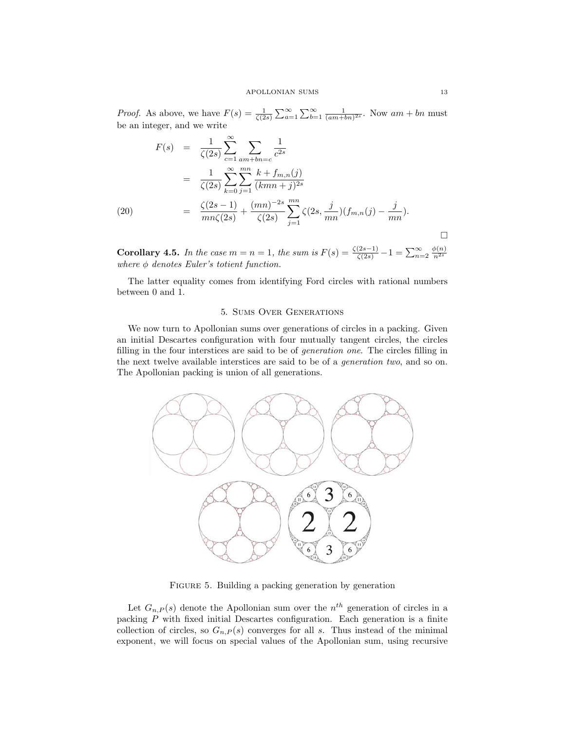*Proof.* As above, we have $F(s) = \frac{1}{\zeta(2s)} \sum_{a=1}^{\infty} \sum_{b=1}^{\infty} \frac{1}{(am+bn)^{2s}}$. Now $am + bn$ must be an integer, and we write

$$
\begin{aligned}
F(s) &= \frac{1}{\zeta(2s)} \sum_{c=1}^{\infty} \sum_{am+bn=c} \frac{1}{c^{2s}} \\
&= \frac{1}{\zeta(2s)} \sum_{k=0}^{\infty} \sum_{j=1}^{mn} \frac{k + f_{m,n}(j)}{(kmn+j)^{2s}} \\
&= \frac{\zeta(2s-1)}{mn\zeta(2s)} + \frac{(mn)^{-2s}}{\zeta(2s)} \sum_{j=1}^{mn} \zeta(2s, \frac{j}{mn})(f_{m,n}(j) - \frac{j}{mn}). \qquad (20)
\end{aligned}
$$

□

**Corollary 4.5.** *In the case $m = n = 1$, the sum is $F(s) = \frac{\zeta(2s-1)}{\zeta(2s)} - 1 = \sum_{n=2}^{\infty} \frac{\phi(n)}{n^{2s}}$ where $\phi$ denotes Euler's totient function.*

The latter equality comes from identifying Ford circles with rational numbers between 0 and 1.

## 5. Sums Over Generations

We now turn to Apollonian sums over generations of circles in a packing. Given an initial Descartes configuration with four mutually tangent circles, the circles filling in the four interstices are said to be of *generation one*. The circles filling in the next twelve available interstices are said to be of a *generation two*, and so on. The Apollonian packing is union of all generations.

Figure 5. Building a packing generation by generation

Let $G_{n,P}(s)$ denote the Apollonian sum over the $n^{th}$ generation of circles in a packing $P$ with fixed initial Descartes configuration. Each generation is a finite collection of circles, so $G_{n,P}(s)$ converges for all $s$. Thus instead of the minimal exponent, we will focus on special values of the Apollonian sum, using recursive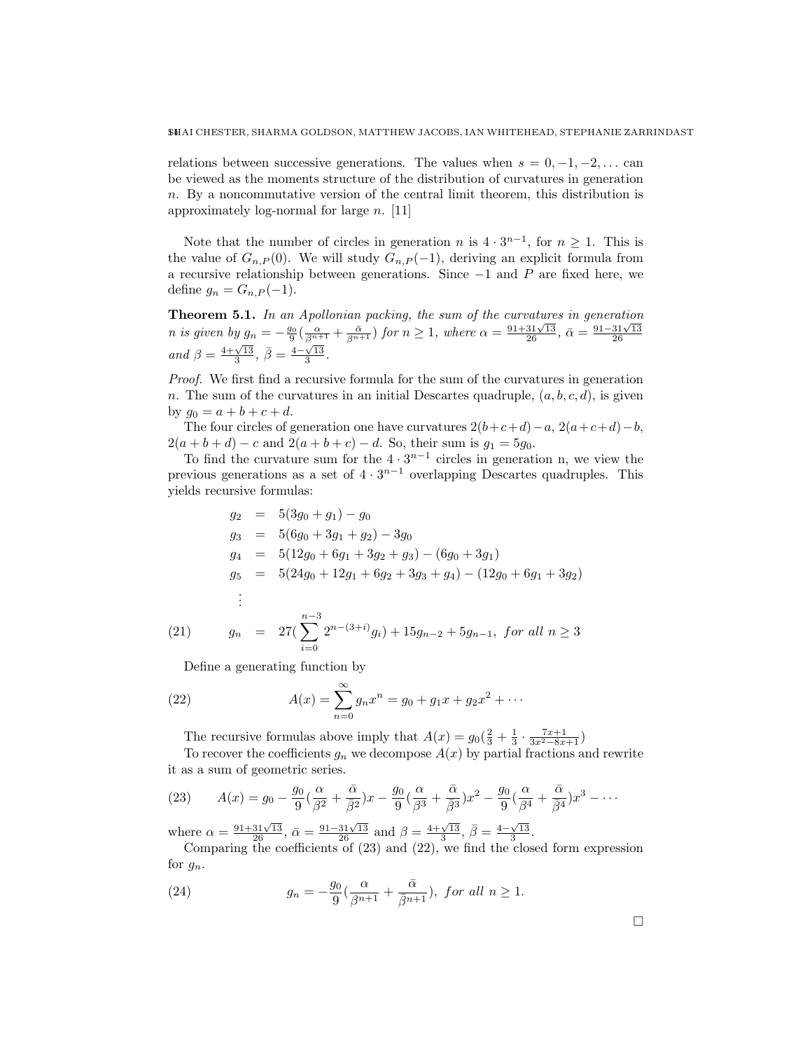relations between successive generations. The values when $s = 0, -1, -2, \ldots$ can be viewed as the moments structure of the distribution of curvatures in generation $n$. By a noncommutative version of the central limit theorem, this distribution is approximately log-normal for large $n$. [11]

Note that the number of circles in generation $n$ is $4 \cdot 3^{n-1}$, for $n \geq 1$. This is the value of $G_{n,P}(0)$. We will study $G_{n,P}(-1)$, deriving an explicit formula from a recursive relationship between generations. Since $-1$ and $P$ are fixed here, we define $g_n = G_{n,P}(-1)$.

**Theorem 5.1.** *In an Apollonian packing, the sum of the curvatures in generation $n$ is given by $g_n = -\frac{g_0}{9}(\frac{\alpha}{\beta^{n+1}} + \frac{\bar{\alpha}}{\bar{\beta}^{n+1}})$ for $n \geq 1$, where $\alpha = \frac{91+31\sqrt{13}}{26}$, $\bar{\alpha} = \frac{91-31\sqrt{13}}{26}$ and $\beta = \frac{4+\sqrt{13}}{3}$, $\bar{\beta} = \frac{4-\sqrt{13}}{3}$.*

*Proof.* We first find a recursive formula for the sum of the curvatures in generation $n$. The sum of the curvatures in an initial Descartes quadruple, $(a, b, c, d)$, is given by $g_0 = a + b + c + d$.

The four circles of generation one have curvatures $2(b+c+d)-a$, $2(a+c+d)-b$, $2(a+b+d)-c$ and $2(a+b+c)-d$. So, their sum is $g_1 = 5g_0$.

To find the curvature sum for the $4 \cdot 3^{n-1}$ circles in generation n, we view the previous generations as a set of $4 \cdot 3^{n-1}$ overlapping Descartes quadruples. This yields recursive formulas:

$$
\begin{aligned}
g_2 &= 5(3g_0 + g_1) - g_0 \\
g_3 &= 5(6g_0 + 3g_1 + g_2) - 3g_0 \\
g_4 &= 5(12g_0 + 6g_1 + 3g_2 + g_3) - (6g_0 + 3g_1) \\
g_5 &= 5(24g_0 + 12g_1 + 6g_2 + 3g_3 + g_4) - (12g_0 + 6g_1 + 3g_2) \\
&\vdots
\end{aligned}
$$

$$
g_n = 27(\sum_{i=0}^{n-3} 2^{n-(3+i)} g_i) + 15g_{n-2} + 5g_{n-1}, \text{ for all } n \geq 3 \tag{21}
$$

Define a generating function by

$$
A(x) = \sum_{n=0}^{\infty} g_n x^n = g_0 + g_1 x + g_2 x^2 + \cdots \tag{22}
$$

The recursive formulas above imply that $A(x) = g_0(\frac{2}{3} + \frac{1}{3} \cdot \frac{7x+1}{3x^2-8x+1})$

To recover the coefficients $g_n$ we decompose $A(x)$ by partial fractions and rewrite it as a sum of geometric series.

$$
A(x) = g_0 - \frac{g_0}{9}(\frac{\alpha}{\beta^2} + \frac{\bar{\alpha}}{\bar{\beta}^2})x - \frac{g_0}{9}(\frac{\alpha}{\beta^3} + \frac{\bar{\alpha}}{\bar{\beta}^3})x^2 - \frac{g_0}{9}(\frac{\alpha}{\beta^4} + \frac{\bar{\alpha}}{\bar{\beta}^4})x^3 - \cdots \tag{23}
$$

where $\alpha = \frac{91+31\sqrt{13}}{26}$, $\bar{\alpha} = \frac{91-31\sqrt{13}}{26}$ and $\beta = \frac{4+\sqrt{13}}{3}$, $\bar{\beta} = \frac{4-\sqrt{13}}{3}$.

Comparing the coefficients of (23) and (22), we find the closed form expression for $g_n$.

$$
g_n = -\frac{g_0}{9}(\frac{\alpha}{\beta^{n+1}} + \frac{\bar{\alpha}}{\bar{\beta}^{n+1}}), \text{ for all } n \geq 1. \tag{24}
$$

□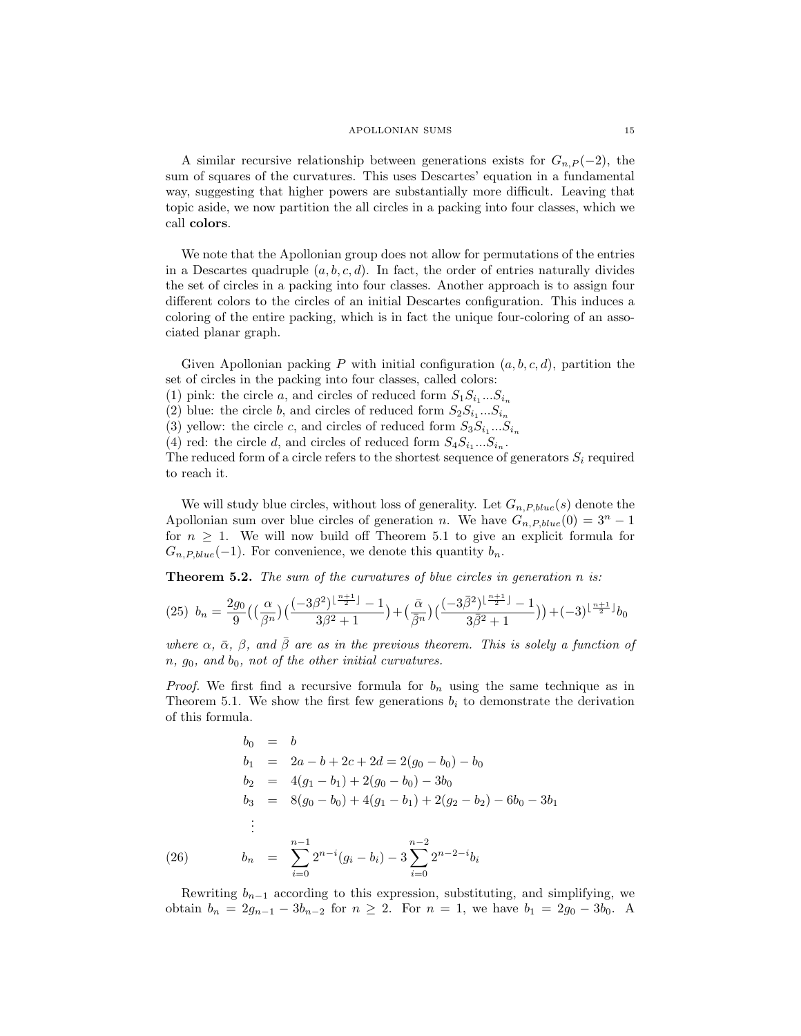A similar recursive relationship between generations exists for $G_{n,P}(-2)$, the sum of squares of the curvatures. This uses Descartes' equation in a fundamental way, suggesting that higher powers are substantially more difficult. Leaving that topic aside, we now partition the all circles in a packing into four classes, which we call **colors**.

We note that the Apollonian group does not allow for permutations of the entries in a Descartes quadruple $(a, b, c, d)$. In fact, the order of entries naturally divides the set of circles in a packing into four classes. Another approach is to assign four different colors to the circles of an initial Descartes configuration. This induces a coloring of the entire packing, which is in fact the unique four-coloring of an associated planar graph.

Given Apollonian packing $P$ with initial configuration $(a, b, c, d)$, partition the set of circles in the packing into four classes, called colors:
(1) pink: the circle $a$, and circles of reduced form $S_1 S_{i_1} ... S_{i_n}$
(2) blue: the circle $b$, and circles of reduced form $S_2 S_{i_1} ... S_{i_n}$
(3) yellow: the circle $c$, and circles of reduced form $S_3 S_{i_1} ... S_{i_n}$
(4) red: the circle $d$, and circles of reduced form $S_4 S_{i_1} ... S_{i_n}$.
The reduced form of a circle refers to the shortest sequence of generators $S_i$ required to reach it.

We will study blue circles, without loss of generality. Let $G_{n,P,blue}(s)$ denote the Apollonian sum over blue circles of generation $n$. We have $G_{n,P,blue}(0) = 3^n - 1$ for $n \geq 1$. We will now build off Theorem 5.1 to give an explicit formula for $G_{n,P,blue}(-1)$. For convenience, we denote this quantity $b_n$.

**Theorem 5.2.** *The sum of the curvatures of blue circles in generation $n$ is:*

$$b_n = \frac{2g_0}{9}\Big(\big(\frac{\alpha}{\beta^n}\big)\big(\frac{(-3\beta^2)^{\lfloor \frac{n+1}{2} \rfloor} - 1}{3\beta^2 + 1}\big) + \big(\frac{\bar{\alpha}}{\bar{\beta}^n}\big)\big(\frac{(-3\bar{\beta}^2)^{\lfloor \frac{n+1}{2} \rfloor} - 1}{3\bar{\beta}^2 + 1}\big)\Big) + (-3)^{\lfloor \frac{n+1}{2} \rfloor} b_0 \tag{25}$$

*where $\alpha$, $\bar{\alpha}$, $\beta$, and $\bar{\beta}$ are as in the previous theorem. This is solely a function of $n$, $g_0$, and $b_0$, not of the other initial curvatures.*

*Proof.* We first find a recursive formula for $b_n$ using the same technique as in Theorem 5.1. We show the first few generations $b_i$ to demonstrate the derivation of this formula.

$$\begin{aligned}
b_0 &= b \\
b_1 &= 2a - b + 2c + 2d = 2(g_0 - b_0) - b_0 \\
b_2 &= 4(g_1 - b_1) + 2(g_0 - b_0) - 3b_0 \\
b_3 &= 8(g_0 - b_0) + 4(g_1 - b_1) + 2(g_2 - b_2) - 6b_0 - 3b_1 \\
&\vdots \\
b_n &= \sum_{i=0}^{n-1} 2^{n-i}(g_i - b_i) - 3\sum_{i=0}^{n-2} 2^{n-2-i} b_i
\end{aligned} \tag{26}$$

Rewriting $b_{n-1}$ according to this expression, substituting, and simplifying, we obtain $b_n = 2g_{n-1} - 3b_{n-2}$ for $n \geq 2$. For $n = 1$, we have $b_1 = 2g_0 - 3b_0$. A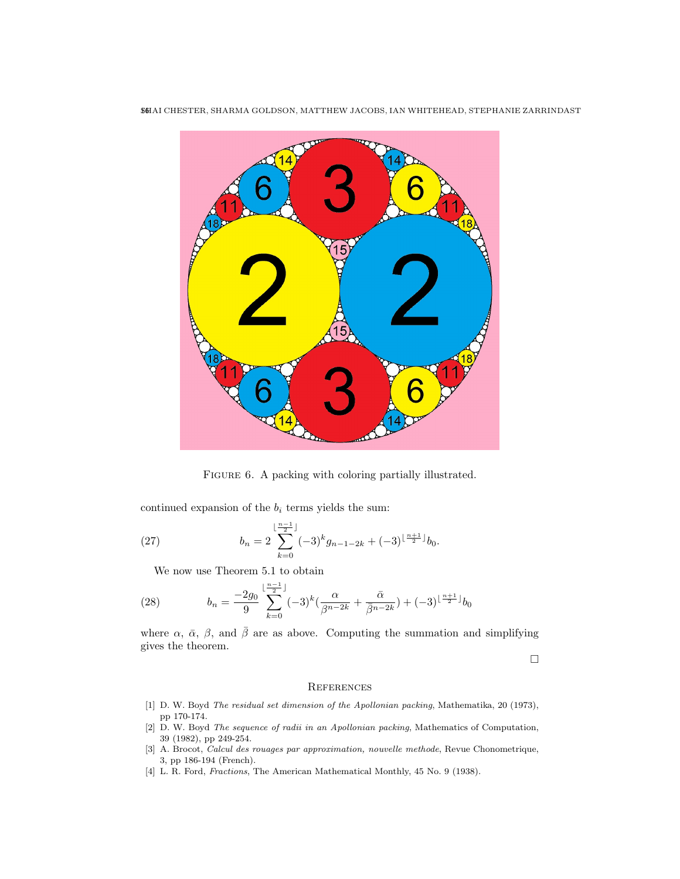Figure 6. A packing with coloring partially illustrated.

continued expansion of the $b_i$ terms yields the sum:

$$b_n = 2\sum_{k=0}^{\lfloor\frac{n-1}{2}\rfloor}(-3)^k g_{n-1-2k} + (-3)^{\lfloor\frac{n+1}{2}\rfloor}b_0. \tag{27}$$

We now use Theorem 5.1 to obtain

$$b_n = \frac{-2g_0}{9}\sum_{k=0}^{\lfloor\frac{n-1}{2}\rfloor}(-3)^k\left(\frac{\alpha}{\beta^{n-2k}} + \frac{\bar{\alpha}}{\bar{\beta}^{n-2k}}\right) + (-3)^{\lfloor\frac{n+1}{2}\rfloor}b_0 \tag{28}$$

where $\alpha$, $\bar{\alpha}$, $\beta$, and $\bar{\beta}$ are as above. Computing the summation and simplifying gives the theorem.

□

## References

[1] D. W. Boyd *The residual set dimension of the Apollonian packing*, Mathematika, 20 (1973), pp 170-174.

[2] D. W. Boyd *The sequence of radii in an Apollonian packing*, Mathematics of Computation, 39 (1982), pp 249-254.

[3] A. Brocot, *Calcul des rouages par approximation, nouvelle methode*, Revue Chonometrique, 3, pp 186-194 (French).

[4] L. R. Ford, *Fractions*, The American Mathematical Monthly, 45 No. 9 (1938).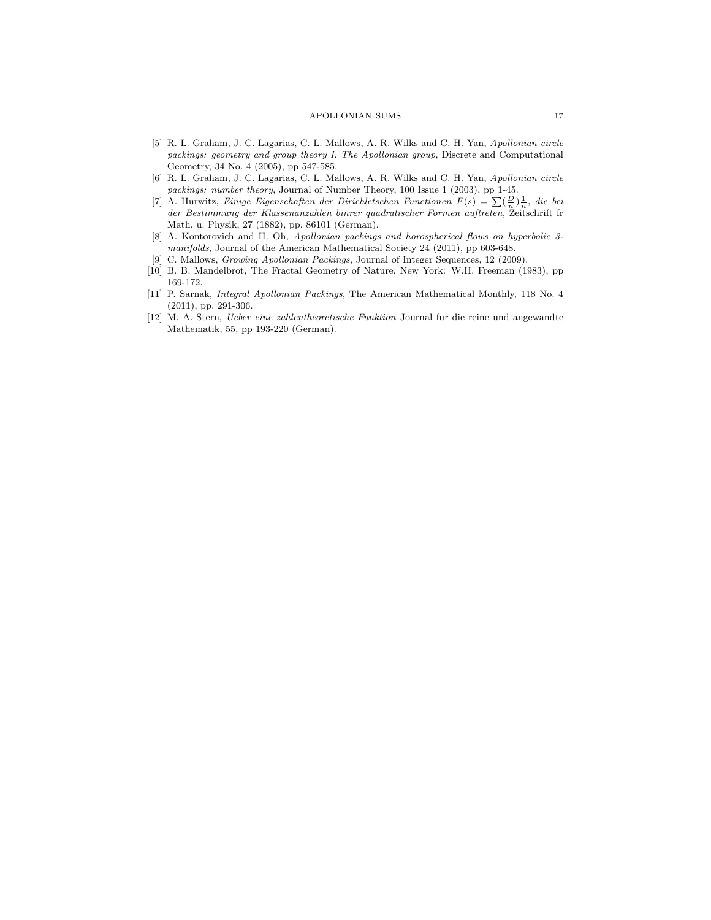[5] R. L. Graham, J. C. Lagarias, C. L. Mallows, A. R. Wilks and C. H. Yan, *Apollonian circle packings: geometry and group theory I. The Apollonian group*, Discrete and Computational Geometry, 34 No. 4 (2005), pp 547-585.

[6] R. L. Graham, J. C. Lagarias, C. L. Mallows, A. R. Wilks and C. H. Yan, *Apollonian circle packings: number theory*, Journal of Number Theory, 100 Issue 1 (2003), pp 1-45.

[7] A. Hurwitz, *Einige Eigenschaften der Dirichletschen Functionen* $F(s) = \sum (\frac{D}{n}) \frac{1}{n}$, *die bei der Bestimmung der Klassenanzahlen binrer quadratischer Formen auftreten*, Zeitschrift fr Math. u. Physik, 27 (1882), pp. 86101 (German).

[8] A. Kontorovich and H. Oh, *Apollonian packings and horospherical flows on hyperbolic 3-manifolds*, Journal of the American Mathematical Society 24 (2011), pp 603-648.

[9] C. Mallows, *Growing Apollonian Packings*, Journal of Integer Sequences, 12 (2009).

[10] B. B. Mandelbrot, The Fractal Geometry of Nature, New York: W.H. Freeman (1983), pp 169-172.

[11] P. Sarnak, *Integral Apollonian Packings*, The American Mathematical Monthly, 118 No. 4 (2011), pp. 291-306.

[12] M. A. Stern, *Ueber eine zahlentheoretische Funktion* Journal fur die reine und angewandte Mathematik, 55, pp 193-220 (German).